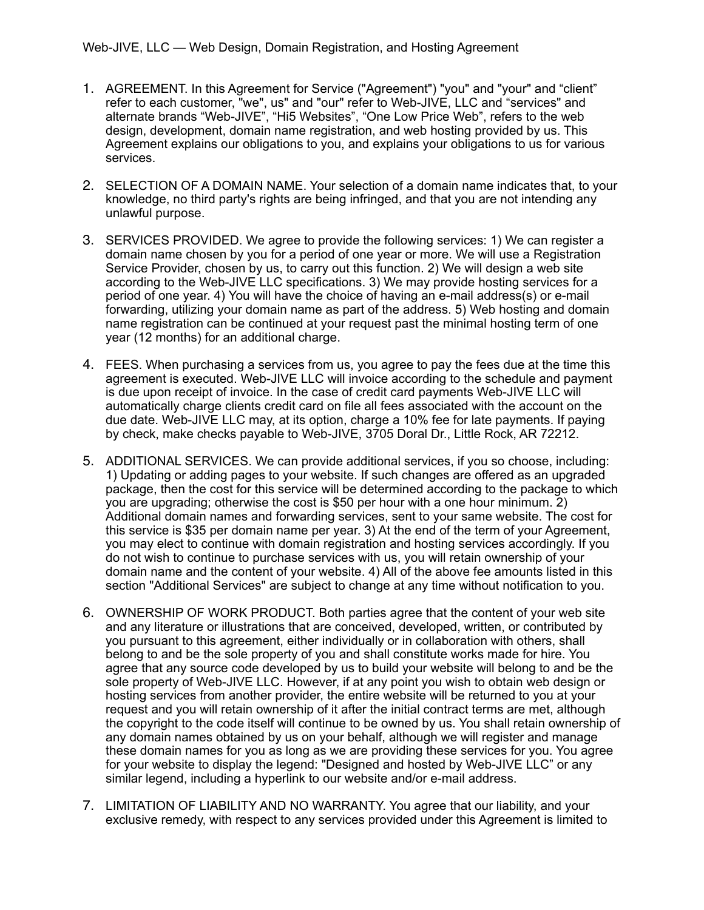Web-JIVE, LLC — Web Design, Domain Registration, and Hosting Agreement

1. AGREEMENT. In this Agreement for Service ("Agreement") "you" and "your" and "client" refer to each customer, "we", us" and "our" refer to Web-JIVE, LLC and "services" and alternate brands "Web-JIVE", "Hi5 Websites", "One Low Price Web", refers to the web design, development, domain name registration, and web hosting provided by us. This Agreement explains our obligations to you, and explains your obligations to us for various services.

2. SELECTION OF A DOMAIN NAME. Your selection of a domain name indicates that, to your knowledge, no third party's rights are being infringed, and that you are not intending any unlawful purpose.

3. SERVICES PROVIDED. We agree to provide the following services: 1) We can register a domain name chosen by you for a period of one year or more. We will use a Registration Service Provider, chosen by us, to carry out this function. 2) We will design a web site according to the Web-JIVE LLC specifications. 3) We may provide hosting services for a period of one year. 4) You will have the choice of having an e-mail address(s) or e-mail forwarding, utilizing your domain name as part of the address. 5) Web hosting and domain name registration can be continued at your request past the minimal hosting term of one year (12 months) for an additional charge.

4. FEES. When purchasing a services from us, you agree to pay the fees due at the time this agreement is executed. Web-JIVE LLC will invoice according to the schedule and payment is due upon receipt of invoice. In the case of credit card payments Web-JIVE LLC will automatically charge clients credit card on file all fees associated with the account on the due date. Web-JIVE LLC may, at its option, charge a 10% fee for late payments. If paying by check, make checks payable to Web-JIVE, 3705 Doral Dr., Little Rock, AR 72212.

5. ADDITIONAL SERVICES. We can provide additional services, if you so choose, including: 1) Updating or adding pages to your website. If such changes are offered as an upgraded package, then the cost for this service will be determined according to the package to which you are upgrading; otherwise the cost is $50 per hour with a one hour minimum. 2) Additional domain names and forwarding services, sent to your same website. The cost for this service is $35 per domain name per year. 3) At the end of the term of your Agreement, you may elect to continue with domain registration and hosting services accordingly. If you do not wish to continue to purchase services with us, you will retain ownership of your domain name and the content of your website. 4) All of the above fee amounts listed in this section "Additional Services" are subject to change at any time without notification to you.

6. OWNERSHIP OF WORK PRODUCT. Both parties agree that the content of your web site and any literature or illustrations that are conceived, developed, written, or contributed by you pursuant to this agreement, either individually or in collaboration with others, shall belong to and be the sole property of you and shall constitute works made for hire. You agree that any source code developed by us to build your website will belong to and be the sole property of Web-JIVE LLC. However, if at any point you wish to obtain web design or hosting services from another provider, the entire website will be returned to you at your request and you will retain ownership of it after the initial contract terms are met, although the copyright to the code itself will continue to be owned by us. You shall retain ownership of any domain names obtained by us on your behalf, although we will register and manage these domain names for you as long as we are providing these services for you. You agree for your website to display the legend: "Designed and hosted by Web-JIVE LLC" or any similar legend, including a hyperlink to our website and/or e-mail address.

7. LIMITATION OF LIABILITY AND NO WARRANTY. You agree that our liability, and your exclusive remedy, with respect to any services provided under this Agreement is limited to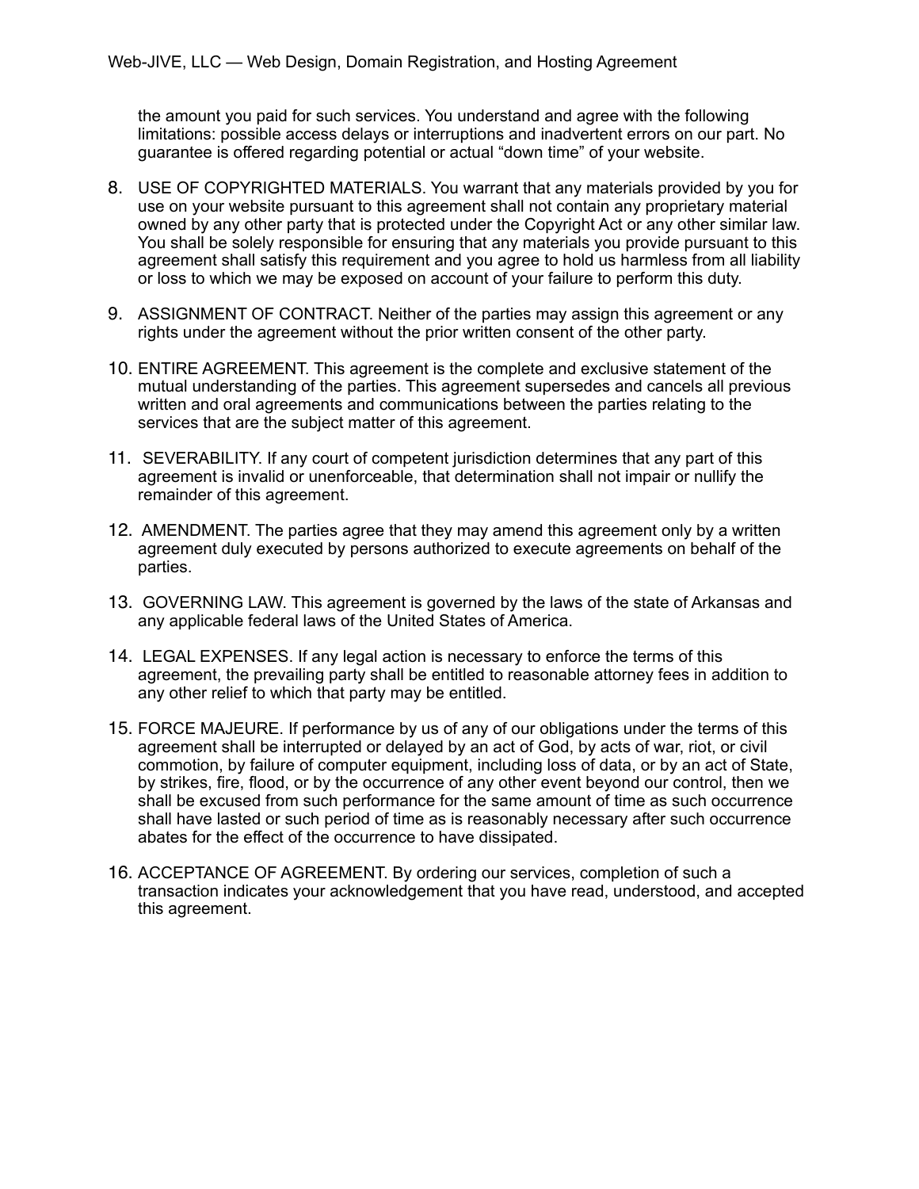the amount you paid for such services. You understand and agree with the following limitations: possible access delays or interruptions and inadvertent errors on our part. No guarantee is offered regarding potential or actual "down time" of your website.

8. USE OF COPYRIGHTED MATERIALS. You warrant that any materials provided by you for use on your website pursuant to this agreement shall not contain any proprietary material owned by any other party that is protected under the Copyright Act or any other similar law. You shall be solely responsible for ensuring that any materials you provide pursuant to this agreement shall satisfy this requirement and you agree to hold us harmless from all liability or loss to which we may be exposed on account of your failure to perform this duty.

9. ASSIGNMENT OF CONTRACT. Neither of the parties may assign this agreement or any rights under the agreement without the prior written consent of the other party.

10. ENTIRE AGREEMENT. This agreement is the complete and exclusive statement of the mutual understanding of the parties. This agreement supersedes and cancels all previous written and oral agreements and communications between the parties relating to the services that are the subject matter of this agreement.

11. SEVERABILITY. If any court of competent jurisdiction determines that any part of this agreement is invalid or unenforceable, that determination shall not impair or nullify the remainder of this agreement.

12. AMENDMENT. The parties agree that they may amend this agreement only by a written agreement duly executed by persons authorized to execute agreements on behalf of the parties.

13. GOVERNING LAW. This agreement is governed by the laws of the state of Arkansas and any applicable federal laws of the United States of America.

14. LEGAL EXPENSES. If any legal action is necessary to enforce the terms of this agreement, the prevailing party shall be entitled to reasonable attorney fees in addition to any other relief to which that party may be entitled.

15. FORCE MAJEURE. If performance by us of any of our obligations under the terms of this agreement shall be interrupted or delayed by an act of God, by acts of war, riot, or civil commotion, by failure of computer equipment, including loss of data, or by an act of State, by strikes, fire, flood, or by the occurrence of any other event beyond our control, then we shall be excused from such performance for the same amount of time as such occurrence shall have lasted or such period of time as is reasonably necessary after such occurrence abates for the effect of the occurrence to have dissipated.

16. ACCEPTANCE OF AGREEMENT. By ordering our services, completion of such a transaction indicates your acknowledgement that you have read, understood, and accepted this agreement.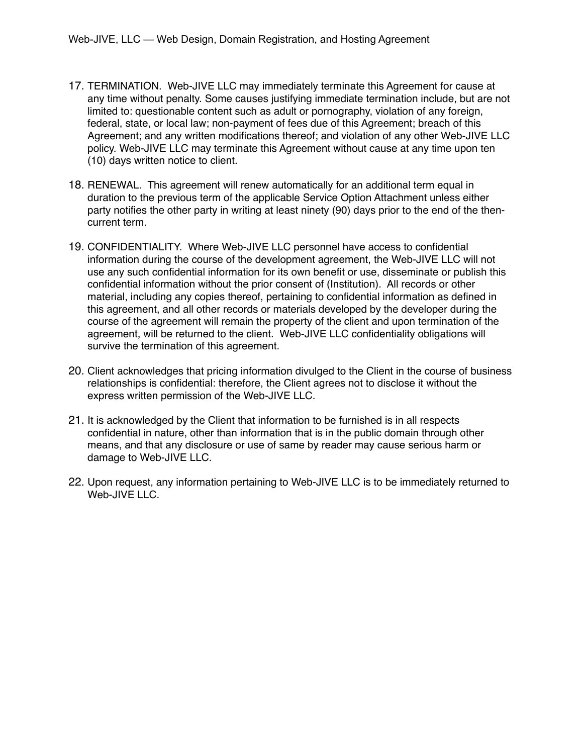17. TERMINATION. Web-JIVE LLC may immediately terminate this Agreement for cause at any time without penalty. Some causes justifying immediate termination include, but are not limited to: questionable content such as adult or pornography, violation of any foreign, federal, state, or local law; non-payment of fees due of this Agreement; breach of this Agreement; and any written modifications thereof; and violation of any other Web-JIVE LLC policy. Web-JIVE LLC may terminate this Agreement without cause at any time upon ten (10) days written notice to client.

18. RENEWAL. This agreement will renew automatically for an additional term equal in duration to the previous term of the applicable Service Option Attachment unless either party notifies the other party in writing at least ninety (90) days prior to the end of the then-current term.

19. CONFIDENTIALITY. Where Web-JIVE LLC personnel have access to confidential information during the course of the development agreement, the Web-JIVE LLC will not use any such confidential information for its own benefit or use, disseminate or publish this confidential information without the prior consent of (Institution). All records or other material, including any copies thereof, pertaining to confidential information as defined in this agreement, and all other records or materials developed by the developer during the course of the agreement will remain the property of the client and upon termination of the agreement, will be returned to the client. Web-JIVE LLC confidentiality obligations will survive the termination of this agreement.

20. Client acknowledges that pricing information divulged to the Client in the course of business relationships is confidential: therefore, the Client agrees not to disclose it without the express written permission of the Web-JIVE LLC.

21. It is acknowledged by the Client that information to be furnished is in all respects confidential in nature, other than information that is in the public domain through other means, and that any disclosure or use of same by reader may cause serious harm or damage to Web-JIVE LLC.

22. Upon request, any information pertaining to Web-JIVE LLC is to be immediately returned to Web-JIVE LLC.